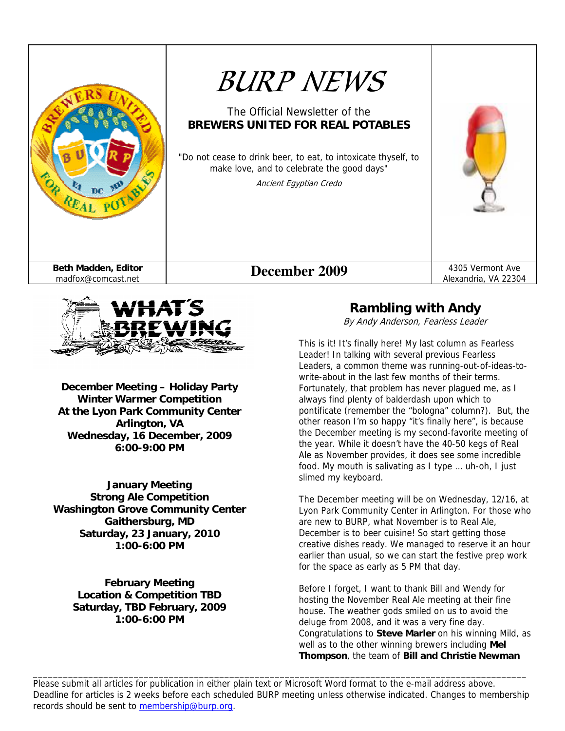# BURP NEWS

The Official Newsletter of the
**BREWERS UNITED FOR REAL POTABLES**

"Do not cease to drink beer, to eat, to intoxicate thyself, to make love, and to celebrate the good days"

*Ancient Egyptian Credo*

**Beth Madden, Editor**
madfox@comcast.net

**December 2009**

4305 Vermont Ave
Alexandria, VA 22304

## WHAT'S BREWING

**December Meeting – Holiday Party**
**Winter Warmer Competition**
**At the Lyon Park Community Center**
**Arlington, VA**
**Wednesday, 16 December, 2009**
**6:00-9:00 PM**

**January Meeting**
**Strong Ale Competition**
**Washington Grove Community Center**
**Gaithersburg, MD**
**Saturday, 23 January, 2010**
**1:00-6:00 PM**

**February Meeting**
**Location & Competition TBD**
**Saturday, TBD February, 2009**
**1:00-6:00 PM**

## Rambling with Andy

*By Andy Anderson, Fearless Leader*

This is it! It's finally here! My last column as Fearless Leader! In talking with several previous Fearless Leaders, a common theme was running-out-of-ideas-to-write-about in the last few months of their terms. Fortunately, that problem has never plagued me, as I always find plenty of balderdash upon which to pontificate (remember the "bologna" column?). But, the other reason I'm so happy "it's finally here", is because the December meeting is my second-favorite meeting of the year. While it doesn't have the 40-50 kegs of Real Ale as November provides, it does see some incredible food. My mouth is salivating as I type … uh-oh, I just slimed my keyboard.

The December meeting will be on Wednesday, 12/16, at Lyon Park Community Center in Arlington. For those who are new to BURP, what November is to Real Ale, December is to beer cuisine! So start getting those creative dishes ready. We managed to reserve it an hour earlier than usual, so we can start the festive prep work for the space as early as 5 PM that day.

Before I forget, I want to thank Bill and Wendy for hosting the November Real Ale meeting at their fine house. The weather gods smiled on us to avoid the deluge from 2008, and it was a very fine day. Congratulations to **Steve Marler** on his winning Mild, as well as to the other winning brewers including **Mel Thompson**, the team of **Bill and Christie Newman**

---

Please submit all articles for publication in either plain text or Microsoft Word format to the e-mail address above. Deadline for articles is 2 weeks before each scheduled BURP meeting unless otherwise indicated. Changes to membership records should be sent to membership@burp.org.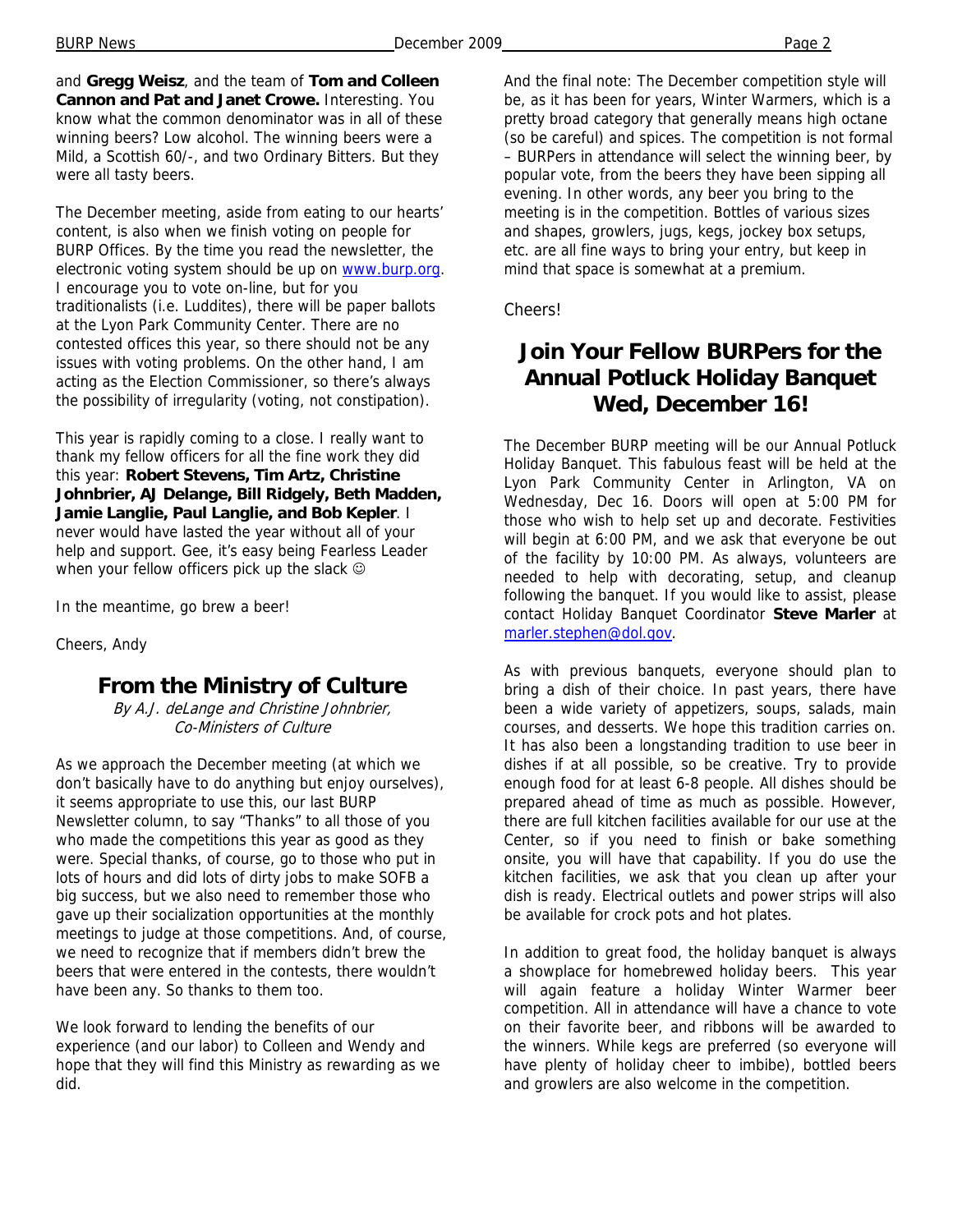and **Gregg Weisz**, and the team of **Tom and Colleen Cannon and Pat and Janet Crowe.** Interesting. You know what the common denominator was in all of these winning beers? Low alcohol. The winning beers were a Mild, a Scottish 60/-, and two Ordinary Bitters. But they were all tasty beers.

The December meeting, aside from eating to our hearts' content, is also when we finish voting on people for BURP Offices. By the time you read the newsletter, the electronic voting system should be up on [www.burp.org](www.burp.org). I encourage you to vote on-line, but for you traditionalists (i.e. Luddites), there will be paper ballots at the Lyon Park Community Center. There are no contested offices this year, so there should not be any issues with voting problems. On the other hand, I am acting as the Election Commissioner, so there's always the possibility of irregularity (voting, not constipation).

This year is rapidly coming to a close. I really want to thank my fellow officers for all the fine work they did this year: **Robert Stevens, Tim Artz, Christine Johnbrier, AJ Delange, Bill Ridgely, Beth Madden, Jamie Langlie, Paul Langlie, and Bob Kepler**. I never would have lasted the year without all of your help and support. Gee, it's easy being Fearless Leader when your fellow officers pick up the slack ☺

In the meantime, go brew a beer!

Cheers, Andy

## From the Ministry of Culture

*By A.J. deLange and Christine Johnbrier, Co-Ministers of Culture*

As we approach the December meeting (at which we don't basically have to do anything but enjoy ourselves), it seems appropriate to use this, our last BURP Newsletter column, to say "Thanks" to all those of you who made the competitions this year as good as they were. Special thanks, of course, go to those who put in lots of hours and did lots of dirty jobs to make SOFB a big success, but we also need to remember those who gave up their socialization opportunities at the monthly meetings to judge at those competitions. And, of course, we need to recognize that if members didn't brew the beers that were entered in the contests, there wouldn't have been any. So thanks to them too.

We look forward to lending the benefits of our experience (and our labor) to Colleen and Wendy and hope that they will find this Ministry as rewarding as we did.

And the final note: The December competition style will be, as it has been for years, Winter Warmers, which is a pretty broad category that generally means high octane (so be careful) and spices. The competition is not formal – BURPers in attendance will select the winning beer, by popular vote, from the beers they have been sipping all evening. In other words, any beer you bring to the meeting is in the competition. Bottles of various sizes and shapes, growlers, jugs, kegs, jockey box setups, etc. are all fine ways to bring your entry, but keep in mind that space is somewhat at a premium.

Cheers!

## Join Your Fellow BURPers for the Annual Potluck Holiday Banquet Wed, December 16!

The December BURP meeting will be our Annual Potluck Holiday Banquet. This fabulous feast will be held at the Lyon Park Community Center in Arlington, VA on Wednesday, Dec 16. Doors will open at 5:00 PM for those who wish to help set up and decorate. Festivities will begin at 6:00 PM, and we ask that everyone be out of the facility by 10:00 PM. As always, volunteers are needed to help with decorating, setup, and cleanup following the banquet. If you would like to assist, please contact Holiday Banquet Coordinator **Steve Marler** at [marler.stephen@dol.gov](mailto:marler.stephen@dol.gov).

As with previous banquets, everyone should plan to bring a dish of their choice. In past years, there have been a wide variety of appetizers, soups, salads, main courses, and desserts. We hope this tradition carries on. It has also been a longstanding tradition to use beer in dishes if at all possible, so be creative. Try to provide enough food for at least 6-8 people. All dishes should be prepared ahead of time as much as possible. However, there are full kitchen facilities available for our use at the Center, so if you need to finish or bake something onsite, you will have that capability. If you do use the kitchen facilities, we ask that you clean up after your dish is ready. Electrical outlets and power strips will also be available for crock pots and hot plates.

In addition to great food, the holiday banquet is always a showplace for homebrewed holiday beers. This year will again feature a holiday Winter Warmer beer competition. All in attendance will have a chance to vote on their favorite beer, and ribbons will be awarded to the winners. While kegs are preferred (so everyone will have plenty of holiday cheer to imbibe), bottled beers and growlers are also welcome in the competition.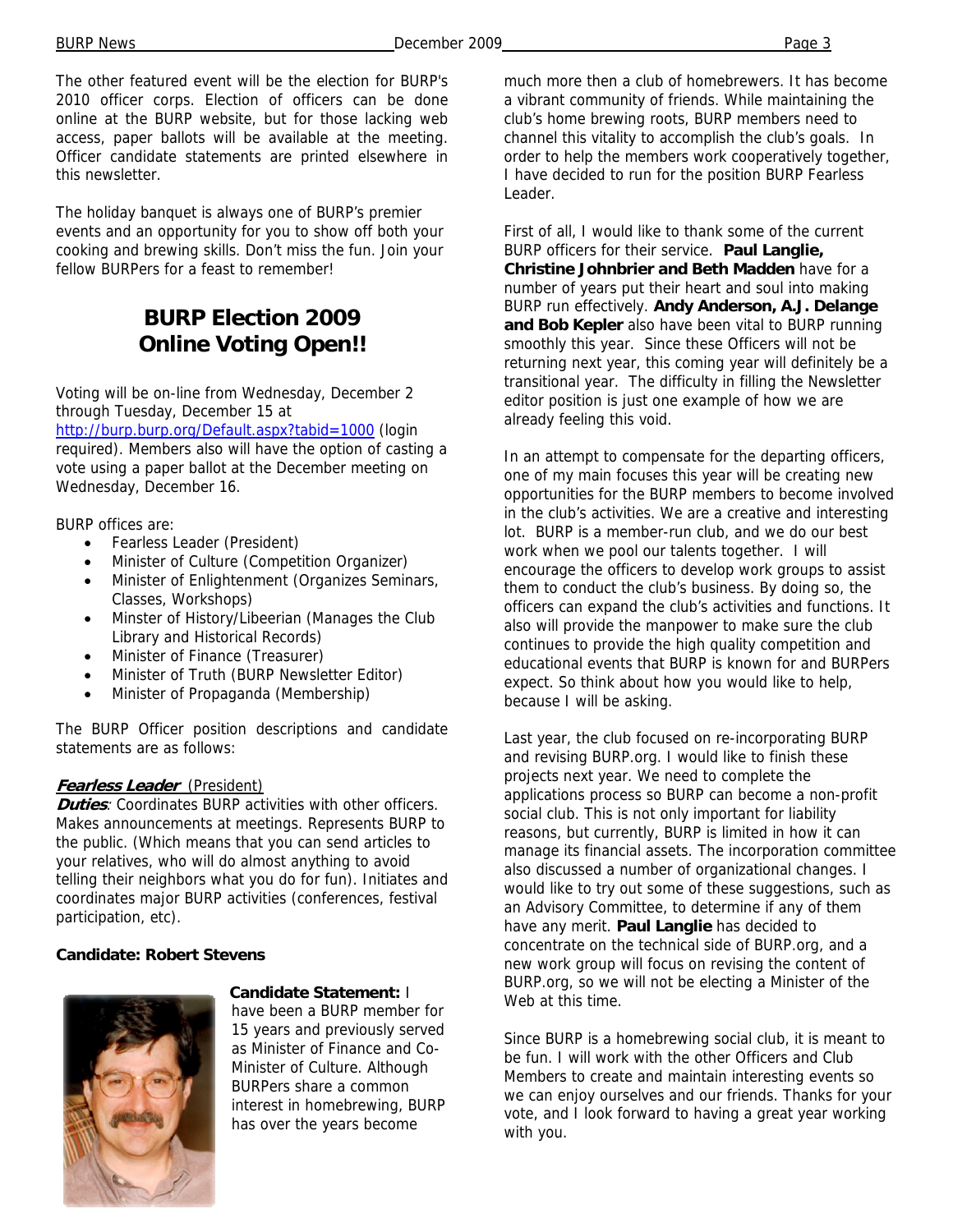The other featured event will be the election for BURP's 2010 officer corps. Election of officers can be done online at the BURP website, but for those lacking web access, paper ballots will be available at the meeting. Officer candidate statements are printed elsewhere in this newsletter.

The holiday banquet is always one of BURP's premier events and an opportunity for you to show off both your cooking and brewing skills. Don't miss the fun. Join your fellow BURPers for a feast to remember!

## BURP Election 2009 Online Voting Open!!

Voting will be on-line from Wednesday, December 2 through Tuesday, December 15 at http://burp.burp.org/Default.aspx?tabid=1000 (login required). Members also will have the option of casting a vote using a paper ballot at the December meeting on Wednesday, December 16.

BURP offices are:

- Fearless Leader (President)
- Minister of Culture (Competition Organizer)
- Minister of Enlightenment (Organizes Seminars, Classes, Workshops)
- Minster of History/Libeerian (Manages the Club Library and Historical Records)
- Minister of Finance (Treasurer)
- Minister of Truth (BURP Newsletter Editor)
- Minister of Propaganda (Membership)

The BURP Officer position descriptions and candidate statements are as follows:

***Fearless Leader*** (President)

***Duties***: Coordinates BURP activities with other officers. Makes announcements at meetings. Represents BURP to the public. (Which means that you can send articles to your relatives, who will do almost anything to avoid telling their neighbors what you do for fun). Initiates and coordinates major BURP activities (conferences, festival participation, etc).

**Candidate: Robert Stevens**

**Candidate Statement:** I have been a BURP member for 15 years and previously served as Minister of Finance and Co-Minister of Culture. Although BURPers share a common interest in homebrewing, BURP has over the years become much more then a club of homebrewers. It has become a vibrant community of friends. While maintaining the club's home brewing roots, BURP members need to channel this vitality to accomplish the club's goals. In order to help the members work cooperatively together, I have decided to run for the position BURP Fearless Leader.

First of all, I would like to thank some of the current BURP officers for their service. **Paul Langlie, Christine Johnbrier and Beth Madden** have for a number of years put their heart and soul into making BURP run effectively. **Andy Anderson, A.J. Delange and Bob Kepler** also have been vital to BURP running smoothly this year. Since these Officers will not be returning next year, this coming year will definitely be a transitional year. The difficulty in filling the Newsletter editor position is just one example of how we are already feeling this void.

In an attempt to compensate for the departing officers, one of my main focuses this year will be creating new opportunities for the BURP members to become involved in the club's activities. We are a creative and interesting lot. BURP is a member-run club, and we do our best work when we pool our talents together. I will encourage the officers to develop work groups to assist them to conduct the club's business. By doing so, the officers can expand the club's activities and functions. It also will provide the manpower to make sure the club continues to provide the high quality competition and educational events that BURP is known for and BURPers expect. So think about how you would like to help, because I will be asking.

Last year, the club focused on re-incorporating BURP and revising BURP.org. I would like to finish these projects next year. We need to complete the applications process so BURP can become a non-profit social club. This is not only important for liability reasons, but currently, BURP is limited in how it can manage its financial assets. The incorporation committee also discussed a number of organizational changes. I would like to try out some of these suggestions, such as an Advisory Committee, to determine if any of them have any merit. **Paul Langlie** has decided to concentrate on the technical side of BURP.org, and a new work group will focus on revising the content of BURP.org, so we will not be electing a Minister of the Web at this time.

Since BURP is a homebrewing social club, it is meant to be fun. I will work with the other Officers and Club Members to create and maintain interesting events so we can enjoy ourselves and our friends. Thanks for your vote, and I look forward to having a great year working with you.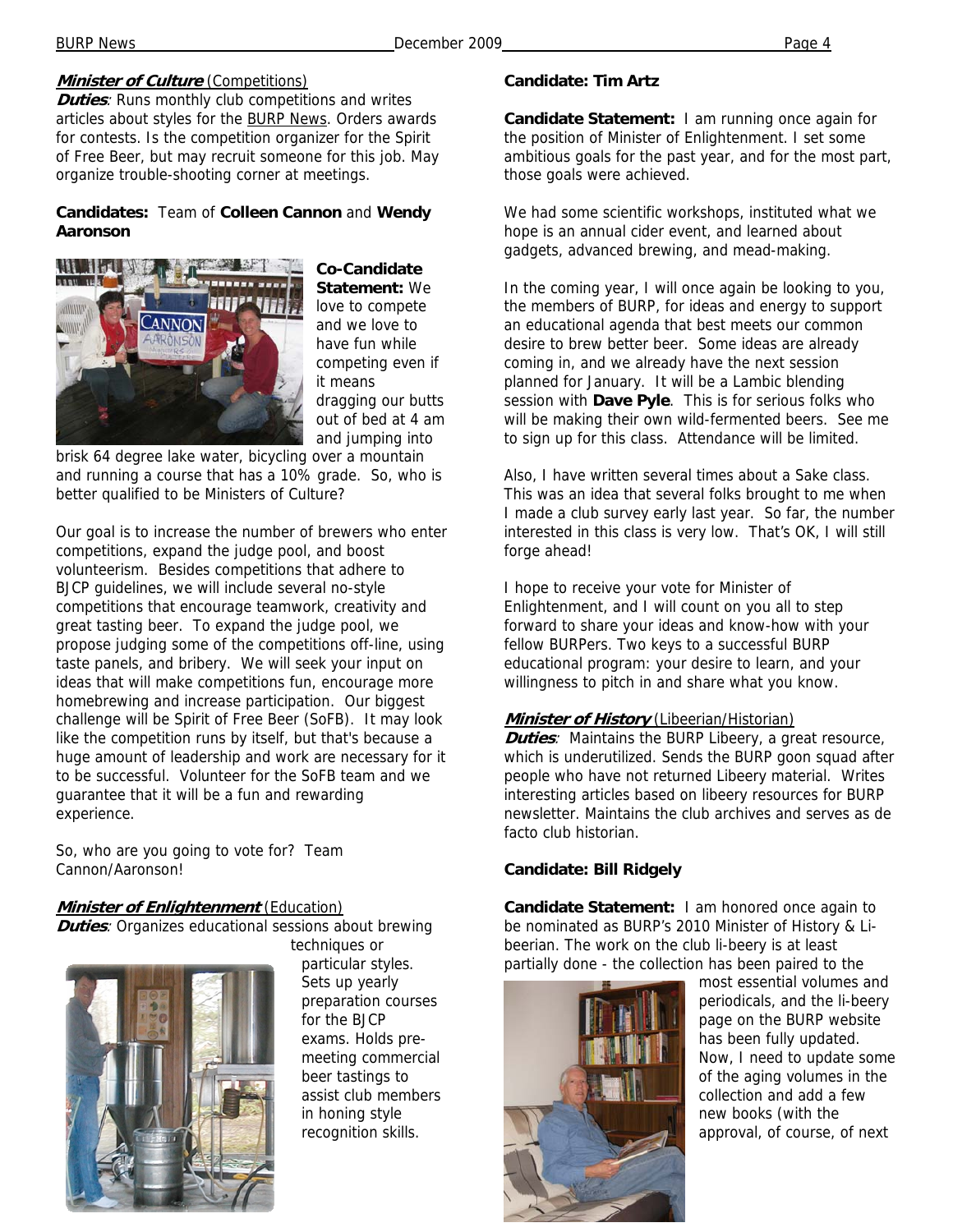**_Minister of Culture_** (Competitions)

**_Duties_**: Runs monthly club competitions and writes articles about styles for the BURP News. Orders awards for contests. Is the competition organizer for the Spirit of Free Beer, but may recruit someone for this job. May organize trouble-shooting corner at meetings.

**Candidates:** Team of **Colleen Cannon** and **Wendy Aaronson**

**Co-Candidate Statement:** We love to compete and we love to have fun while competing even if it means dragging our butts out of bed at 4 am and jumping into brisk 64 degree lake water, bicycling over a mountain and running a course that has a 10% grade. So, who is better qualified to be Ministers of Culture?

Our goal is to increase the number of brewers who enter competitions, expand the judge pool, and boost volunteerism. Besides competitions that adhere to BJCP guidelines, we will include several no-style competitions that encourage teamwork, creativity and great tasting beer. To expand the judge pool, we propose judging some of the competitions off-line, using taste panels, and bribery. We will seek your input on ideas that will make competitions fun, encourage more homebrewing and increase participation. Our biggest challenge will be Spirit of Free Beer (SoFB). It may look like the competition runs by itself, but that's because a huge amount of leadership and work are necessary for it to be successful. Volunteer for the SoFB team and we guarantee that it will be a fun and rewarding experience.

So, who are you going to vote for? Team Cannon/Aaronson!

**_Minister of Enlightenment_** (Education)

**_Duties_**: Organizes educational sessions about brewing techniques or particular styles. Sets up yearly preparation courses for the BJCP exams. Holds pre-meeting commercial beer tastings to assist club members in honing style recognition skills.

**Candidate: Tim Artz**

**Candidate Statement:** I am running once again for the position of Minister of Enlightenment. I set some ambitious goals for the past year, and for the most part, those goals were achieved.

We had some scientific workshops, instituted what we hope is an annual cider event, and learned about gadgets, advanced brewing, and mead-making.

In the coming year, I will once again be looking to you, the members of BURP, for ideas and energy to support an educational agenda that best meets our common desire to brew better beer. Some ideas are already coming in, and we already have the next session planned for January. It will be a Lambic blending session with **Dave Pyle**. This is for serious folks who will be making their own wild-fermented beers. See me to sign up for this class. Attendance will be limited.

Also, I have written several times about a Sake class. This was an idea that several folks brought to me when I made a club survey early last year. So far, the number interested in this class is very low. That's OK, I will still forge ahead!

I hope to receive your vote for Minister of Enlightenment, and I will count on you all to step forward to share your ideas and know-how with your fellow BURPers. Two keys to a successful BURP educational program: your desire to learn, and your willingness to pitch in and share what you know.

**_Minister of History_** (Libeerian/Historian)

**_Duties_**: Maintains the BURP Libeery, a great resource, which is underutilized. Sends the BURP goon squad after people who have not returned Libeery material. Writes interesting articles based on libeery resources for BURP newsletter. Maintains the club archives and serves as de facto club historian.

**Candidate: Bill Ridgely**

**Candidate Statement:** I am honored once again to be nominated as BURP's 2010 Minister of History & Li-beerian. The work on the club li-beery is at least partially done - the collection has been paired to the most essential volumes and periodicals, and the li-beery page on the BURP website has been fully updated. Now, I need to update some of the aging volumes in the collection and add a few new books (with the approval, of course, of next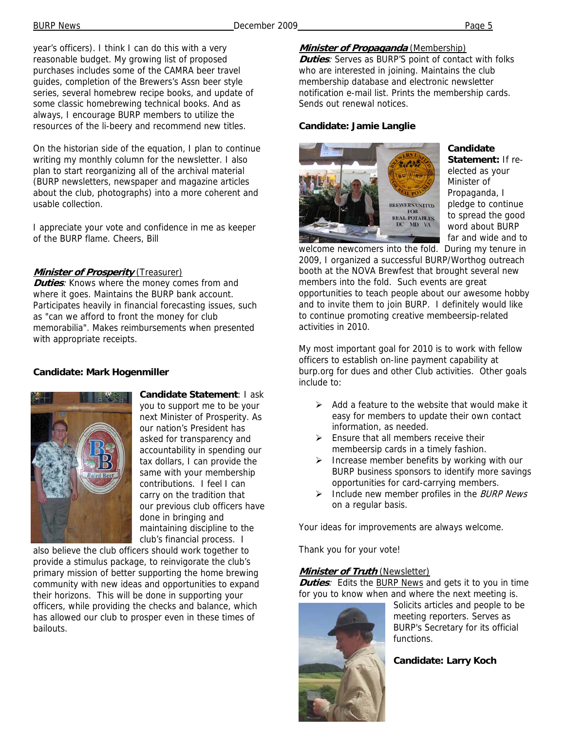year's officers). I think I can do this with a very reasonable budget. My growing list of proposed purchases includes some of the CAMRA beer travel guides, completion of the Brewers's Assn beer style series, several homebrew recipe books, and update of some classic homebrewing technical books. And as always, I encourage BURP members to utilize the resources of the li-beery and recommend new titles.

On the historian side of the equation, I plan to continue writing my monthly column for the newsletter. I also plan to start reorganizing all of the archival material (BURP newsletters, newspaper and magazine articles about the club, photographs) into a more coherent and usable collection.

I appreciate your vote and confidence in me as keeper of the BURP flame. Cheers, Bill

***Minister of Prosperity*** (Treasurer)

***Duties***: Knows where the money comes from and where it goes. Maintains the BURP bank account. Participates heavily in financial forecasting issues, such as "can we afford to front the money for club memorabilia". Makes reimbursements when presented with appropriate receipts.

**Candidate: Mark Hogenmiller**

**Candidate Statement**: I ask you to support me to be your next Minister of Prosperity. As our nation's President has asked for transparency and accountability in spending our tax dollars, I can provide the same with your membership contributions. I feel I can carry on the tradition that our previous club officers have done in bringing and maintaining discipline to the club's financial process. I also believe the club officers should work together to provide a stimulus package, to reinvigorate the club's primary mission of better supporting the home brewing community with new ideas and opportunities to expand their horizons. This will be done in supporting your officers, while providing the checks and balance, which has allowed our club to prosper even in these times of bailouts.

***Minister of Propaganda*** (Membership)

***Duties***: Serves as BURP'S point of contact with folks who are interested in joining. Maintains the club membership database and electronic newsletter notification e-mail list. Prints the membership cards. Sends out renewal notices.

**Candidate: Jamie Langlie**

**Candidate Statement:** If re-elected as your Minister of Propaganda, I pledge to continue to spread the good word about BURP far and wide and to welcome newcomers into the fold. During my tenure in 2009, I organized a successful BURP/Worthog outreach booth at the NOVA Brewfest that brought several new members into the fold. Such events are great opportunities to teach people about our awesome hobby and to invite them to join BURP. I definitely would like to continue promoting creative membeersip-related activities in 2010.

My most important goal for 2010 is to work with fellow officers to establish on-line payment capability at burp.org for dues and other Club activities. Other goals include to:

- Add a feature to the website that would make it easy for members to update their own contact information, as needed.
- Ensure that all members receive their membeersip cards in a timely fashion.
- Increase member benefits by working with our BURP business sponsors to identify more savings opportunities for card-carrying members.
- Include new member profiles in the *BURP News* on a regular basis.

Your ideas for improvements are always welcome.

Thank you for your vote!

***Minister of Truth*** (Newsletter)

***Duties***: Edits the BURP News and gets it to you in time for you to know when and where the next meeting is. Solicits articles and people to be meeting reporters. Serves as BURP's Secretary for its official functions.

**Candidate: Larry Koch**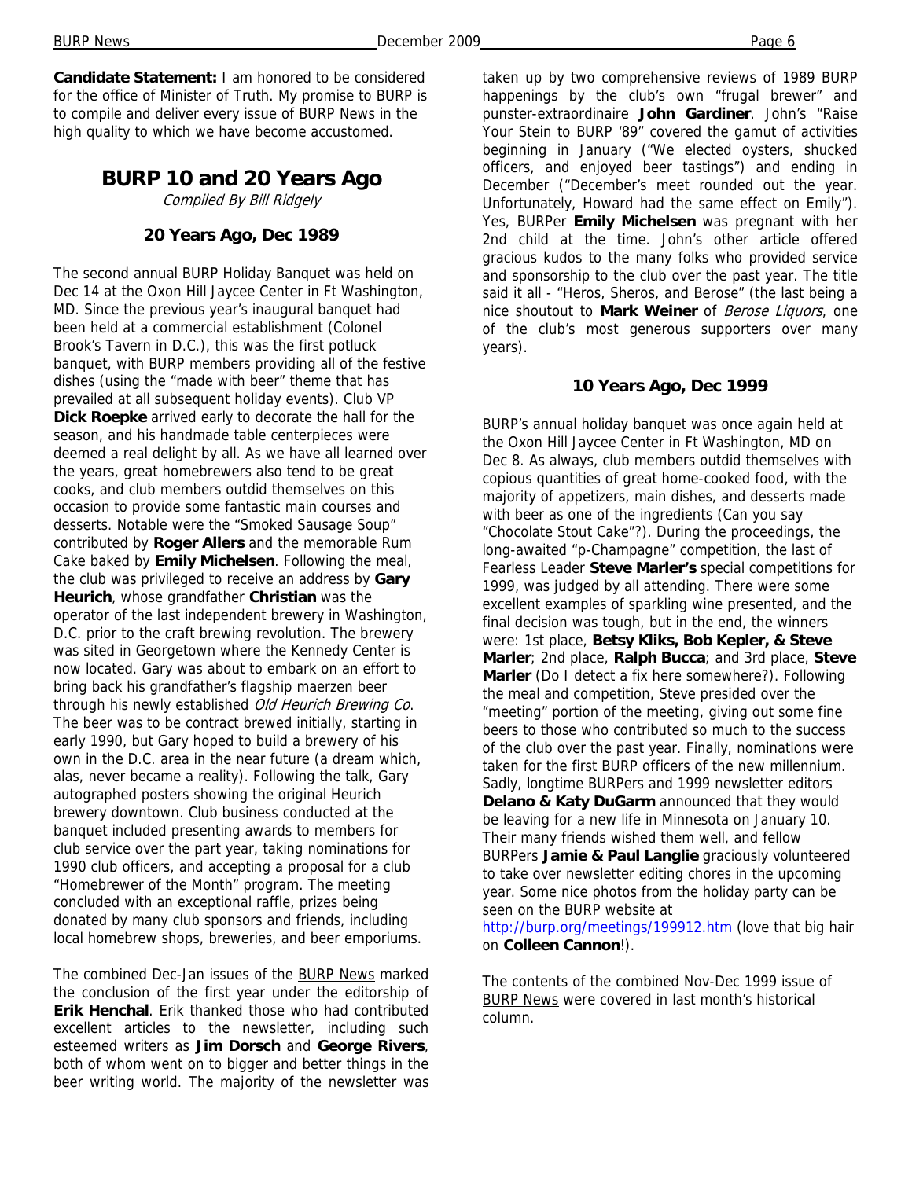**Candidate Statement:** I am honored to be considered for the office of Minister of Truth. My promise to BURP is to compile and deliver every issue of BURP News in the high quality to which we have become accustomed.

## BURP 10 and 20 Years Ago

*Compiled By Bill Ridgely*

### 20 Years Ago, Dec 1989

The second annual BURP Holiday Banquet was held on Dec 14 at the Oxon Hill Jaycee Center in Ft Washington, MD. Since the previous year's inaugural banquet had been held at a commercial establishment (Colonel Brook's Tavern in D.C.), this was the first potluck banquet, with BURP members providing all of the festive dishes (using the "made with beer" theme that has prevailed at all subsequent holiday events). Club VP **Dick Roepke** arrived early to decorate the hall for the season, and his handmade table centerpieces were deemed a real delight by all. As we have all learned over the years, great homebrewers also tend to be great cooks, and club members outdid themselves on this occasion to provide some fantastic main courses and desserts. Notable were the "Smoked Sausage Soup" contributed by **Roger Allers** and the memorable Rum Cake baked by **Emily Michelsen**. Following the meal, the club was privileged to receive an address by **Gary Heurich**, whose grandfather **Christian** was the operator of the last independent brewery in Washington, D.C. prior to the craft brewing revolution. The brewery was sited in Georgetown where the Kennedy Center is now located. Gary was about to embark on an effort to bring back his grandfather's flagship maerzen beer through his newly established *Old Heurich Brewing Co*. The beer was to be contract brewed initially, starting in early 1990, but Gary hoped to build a brewery of his own in the D.C. area in the near future (a dream which, alas, never became a reality). Following the talk, Gary autographed posters showing the original Heurich brewery downtown. Club business conducted at the banquet included presenting awards to members for club service over the part year, taking nominations for 1990 club officers, and accepting a proposal for a club "Homebrewer of the Month" program. The meeting concluded with an exceptional raffle, prizes being donated by many club sponsors and friends, including local homebrew shops, breweries, and beer emporiums.

The combined Dec-Jan issues of the BURP News marked the conclusion of the first year under the editorship of **Erik Henchal**. Erik thanked those who had contributed excellent articles to the newsletter, including such esteemed writers as **Jim Dorsch** and **George Rivers**, both of whom went on to bigger and better things in the beer writing world. The majority of the newsletter was taken up by two comprehensive reviews of 1989 BURP happenings by the club's own "frugal brewer" and punster-extraordinaire **John Gardiner**. John's "Raise Your Stein to BURP '89" covered the gamut of activities beginning in January ("We elected oysters, shucked officers, and enjoyed beer tastings") and ending in December ("December's meet rounded out the year. Unfortunately, Howard had the same effect on Emily"). Yes, BURPer **Emily Michelsen** was pregnant with her 2nd child at the time. John's other article offered gracious kudos to the many folks who provided service and sponsorship to the club over the past year. The title said it all - "Heros, Sheros, and Berose" (the last being a nice shoutout to **Mark Weiner** of *Berose Liquors*, one of the club's most generous supporters over many years).

### 10 Years Ago, Dec 1999

BURP's annual holiday banquet was once again held at the Oxon Hill Jaycee Center in Ft Washington, MD on Dec 8. As always, club members outdid themselves with copious quantities of great home-cooked food, with the majority of appetizers, main dishes, and desserts made with beer as one of the ingredients (Can you say "Chocolate Stout Cake"?). During the proceedings, the long-awaited "p-Champagne" competition, the last of Fearless Leader **Steve Marler's** special competitions for 1999, was judged by all attending. There were some excellent examples of sparkling wine presented, and the final decision was tough, but in the end, the winners were: 1st place, **Betsy Kliks, Bob Kepler, & Steve Marler**; 2nd place, **Ralph Bucca**; and 3rd place, **Steve Marler** (Do I detect a fix here somewhere?). Following the meal and competition, Steve presided over the "meeting" portion of the meeting, giving out some fine beers to those who contributed so much to the success of the club over the past year. Finally, nominations were taken for the first BURP officers of the new millennium. Sadly, longtime BURPers and 1999 newsletter editors **Delano & Katy DuGarm** announced that they would be leaving for a new life in Minnesota on January 10. Their many friends wished them well, and fellow BURPers **Jamie & Paul Langlie** graciously volunteered to take over newsletter editing chores in the upcoming year. Some nice photos from the holiday party can be seen on the BURP website at http://burp.org/meetings/199912.htm (love that big hair on **Colleen Cannon**!).

The contents of the combined Nov-Dec 1999 issue of BURP News were covered in last month's historical column.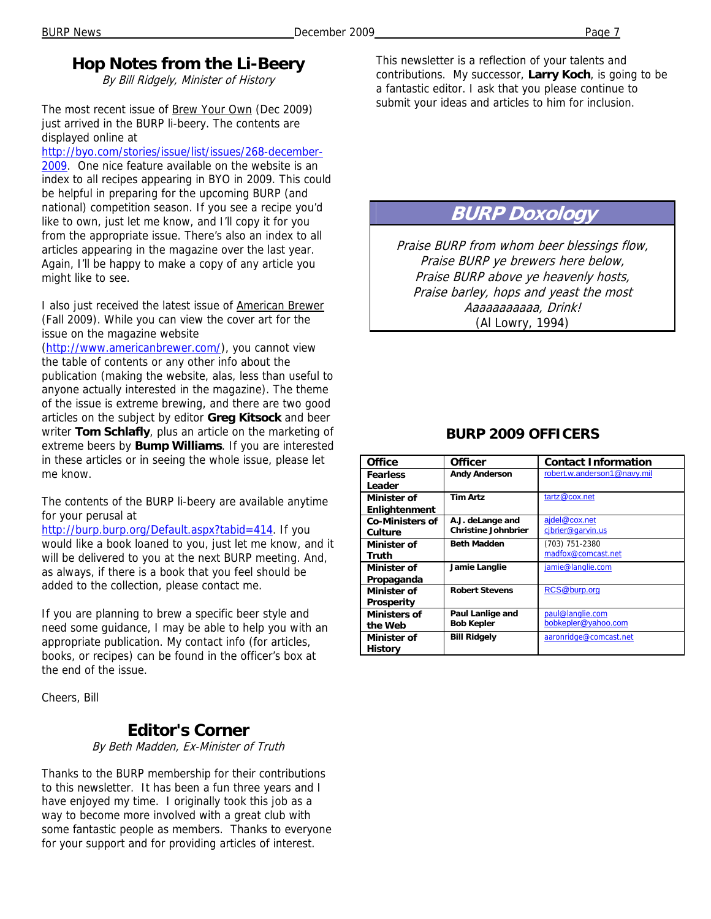## Hop Notes from the Li-Beery

*By Bill Ridgely, Minister of History*

The most recent issue of Brew Your Own (Dec 2009) just arrived in the BURP li-beery. The contents are displayed online at http://byo.com/stories/issue/list/issues/268-december-2009. One nice feature available on the website is an index to all recipes appearing in BYO in 2009. This could be helpful in preparing for the upcoming BURP (and national) competition season. If you see a recipe you'd like to own, just let me know, and I'll copy it for you from the appropriate issue. There's also an index to all articles appearing in the magazine over the last year. Again, I'll be happy to make a copy of any article you might like to see.

I also just received the latest issue of American Brewer (Fall 2009). While you can view the cover art for the issue on the magazine website (http://www.americanbrewer.com/), you cannot view the table of contents or any other info about the publication (making the website, alas, less than useful to anyone actually interested in the magazine). The theme of the issue is extreme brewing, and there are two good articles on the subject by editor **Greg Kitsock** and beer writer **Tom Schlafly**, plus an article on the marketing of extreme beers by **Bump Williams**. If you are interested in these articles or in seeing the whole issue, please let me know.

The contents of the BURP li-beery are available anytime for your perusal at http://burp.burp.org/Default.aspx?tabid=414. If you would like a book loaned to you, just let me know, and it will be delivered to you at the next BURP meeting. And, as always, if there is a book that you feel should be added to the collection, please contact me.

If you are planning to brew a specific beer style and need some guidance, I may be able to help you with an appropriate publication. My contact info (for articles, books, or recipes) can be found in the officer's box at the end of the issue.

Cheers, Bill

## Editor's Corner

*By Beth Madden, Ex-Minister of Truth*

Thanks to the BURP membership for their contributions to this newsletter. It has been a fun three years and I have enjoyed my time. I originally took this job as a way to become more involved with a great club with some fantastic people as members. Thanks to everyone for your support and for providing articles of interest.

This newsletter is a reflection of your talents and contributions. My successor, **Larry Koch**, is going to be a fantastic editor. I ask that you please continue to submit your ideas and articles to him for inclusion.

## BURP Doxology

*Praise BURP from whom beer blessings flow,*
*Praise BURP ye brewers here below,*
*Praise BURP above ye heavenly hosts,*
*Praise barley, hops and yeast the most*
*Aaaaaaaaaaa, Drink!*
(Al Lowry, 1994)

## BURP 2009 OFFICERS

| Office | Officer | Contact Information |
|---|---|---|
| **Fearless Leader** | **Andy Anderson** | robert.w.anderson1@navy.mil |
| **Minister of Enlightenment** | **Tim Artz** | tartz@cox.net |
| **Co-Ministers of Culture** | **A.J. deLange and Christine Johnbrier** | ajdel@cox.net cjbrier@garvin.us |
| **Minister of Truth** | **Beth Madden** | (703) 751-2380 madfox@comcast.net |
| **Minister of Propaganda** | **Jamie Langlie** | jamie@langlie.com |
| **Minister of Prosperity** | **Robert Stevens** | RCS@burp.org |
| **Ministers of the Web** | **Paul Langlie and Bob Kepler** | paul@langlie.com bobkepler@yahoo.com |
| **Minister of History** | **Bill Ridgely** | aaronridge@comcast.net |